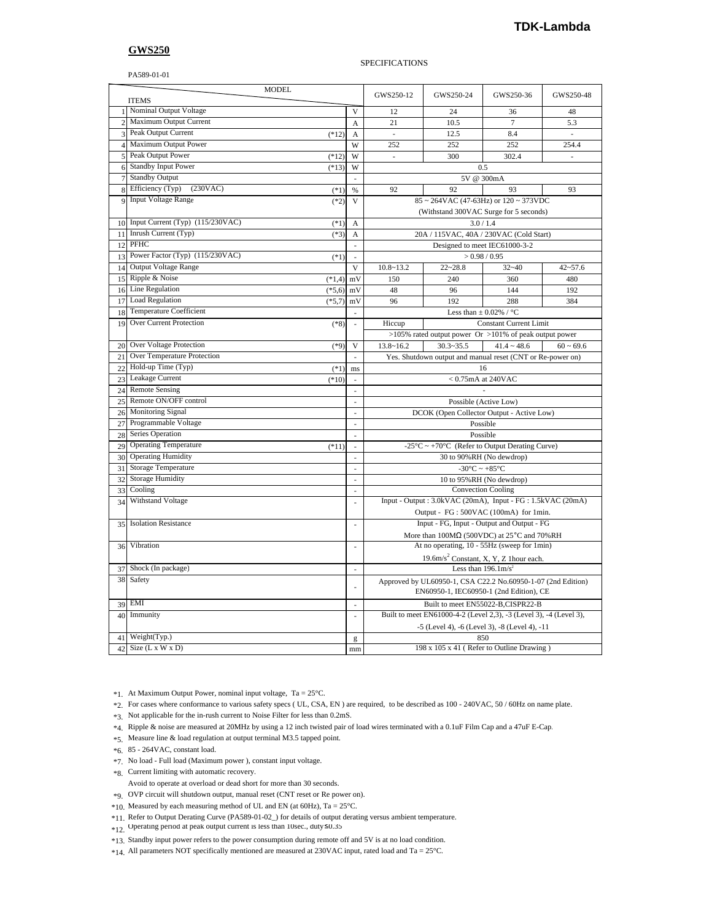TDK-Lambda

**GWS250**

SPECIFICATIONS

PA589-01-01

| | ITEMS | MODEL | | GWS250-12 | GWS250-24 | GWS250-36 | GWS250-48 |
|---|---|---|---|---|---|---|---|
| 1 | Nominal Output Voltage | | V | 12 | 24 | 36 | 48 |
| 2 | Maximum Output Current | | A | 21 | 10.5 | 7 | 5.3 |
| 3 | Peak Output Current | (*12) | A | - | 12.5 | 8.4 | - |
| 4 | Maximum Output Power | | W | 252 | 252 | 252 | 254.4 |
| 5 | Peak Output Power | (*12) | W | - | 300 | 302.4 | - |
| 6 | Standby Input Power | (*13) | W | 0.5 | | | |
| 7 | Standby Output | | - | 5V @ 300mA | | | |
| 8 | Efficiency (Typ) (230VAC) | (*1) | % | 92 | 92 | 93 | 93 |
| 9 | Input Voltage Range | (*2) | V | 85 ~ 264VAC (47-63Hz) or 120 ~ 373VDC (Withstand 300VAC Surge for 5 seconds) | | | |
| 10 | Input Current (Typ) (115/230VAC) | (*1) | A | 3.0 / 1.4 | | | |
| 11 | Inrush Current (Typ) | (*3) | A | 20A / 115VAC, 40A / 230VAC (Cold Start) | | | |
| 12 | PFHC | | - | Designed to meet IEC61000-3-2 | | | |
| 13 | Power Factor (Typ) (115/230VAC) | (*1) | - | > 0.98 / 0.95 | | | |
| 14 | Output Voltage Range | | V | 10.8~13.2 | 22~28.8 | 32~40 | 42~57.6 |
| 15 | Ripple & Noise | (*1,4) | mV | 150 | 240 | 360 | 480 |
| 16 | Line Regulation | (*5,6) | mV | 48 | 96 | 144 | 192 |
| 17 | Load Regulation | (*5,7) | mV | 96 | 192 | 288 | 384 |
| 18 | Temperature Coefficient | | - | Less than ± 0.02% / °C | | | |
| 19 | Over Current Protection | (*8) | - | Hiccup | Constant Current Limit | | |
| | | | | >105% rated output power Or >101% of peak output power | | | |
| 20 | Over Voltage Protection | (*9) | V | 13.8~16.2 | 30.3~35.5 | 41.4 ~ 48.6 | 60 ~ 69.6 |
| 21 | Over Temperature Protection | | - | Yes. Shutdown output and manual reset (CNT or Re-power on) | | | |
| 22 | Hold-up Time (Typ) | (*1) | ms | 16 | | | |
| 23 | Leakage Current | (*10) | - | < 0.75mA at 240VAC | | | |
| 24 | Remote Sensing | | - | - | | | |
| 25 | Remote ON/OFF control | | - | Possible (Active Low) | | | |
| 26 | Monitoring Signal | | - | DCOK (Open Collector Output - Active Low) | | | |
| 27 | Programmable Voltage | | - | Possible | | | |
| 28 | Series Operation | | - | Possible | | | |
| 29 | Operating Temperature | (*11) | - | -25°C ~ +70°C (Refer to Output Derating Curve) | | | |
| 30 | Operating Humidity | | - | 30 to 90%RH (No dewdrop) | | | |
| 31 | Storage Temperature | | - | -30°C ~ +85°C | | | |
| 32 | Storage Humidity | | - | 10 to 95%RH (No dewdrop) | | | |
| 33 | Cooling | | - | Convection Cooling | | | |
| 34 | Withstand Voltage | | - | Input - Output : 3.0kVAC (20mA), Input - FG : 1.5kVAC (20mA) Output - FG : 500VAC (100mA) for 1min. | | | |
| 35 | Isolation Resistance | | - | Input - FG, Input - Output and Output - FG More than 100MΩ (500VDC) at 25°C and 70%RH | | | |
| 36 | Vibration | | - | At no operating, 10 - 55Hz (sweep for 1min) 19.6m/s² Constant, X, Y, Z 1hour each. | | | |
| 37 | Shock (In package) | | - | Less than 196.1m/s² | | | |
| 38 | Safety | | - | Approved by UL60950-1, CSA C22.2 No.60950-1-07 (2nd Edition) EN60950-1, IEC60950-1 (2nd Edition), CE | | | |
| 39 | EMI | | - | Built to meet EN55022-B,CISPR22-B | | | |
| 40 | Immunity | | - | Built to meet EN61000-4-2 (Level 2,3), -3 (Level 3), -4 (Level 3), -5 (Level 4), -6 (Level 3), -8 (Level 4), -11 | | | |
| 41 | Weight(Typ.) | | g | 850 | | | |
| 42 | Size (L x W x D) | | mm | 198 x 105 x 41 ( Refer to Outline Drawing ) | | | |

*1. At Maximum Output Power, nominal input voltage, Ta = 25°C.

*2. For cases where conformance to various safety specs ( UL, CSA, EN ) are required, to be described as 100 - 240VAC, 50 / 60Hz on name plate.

*3. Not applicable for the in-rush current to Noise Filter for less than 0.2mS.

*4. Ripple & noise are measured at 20MHz by using a 12 inch twisted pair of load wires terminated with a 0.1uF Film Cap and a 47uF E-Cap.

*5. Measure line & load regulation at output terminal M3.5 tapped point.

*6. 85 - 264VAC, constant load.

*7. No load - Full load (Maximum power ), constant input voltage.

*8. Current limiting with automatic recovery.
Avoid to operate at overload or dead short for more than 30 seconds.

*9. OVP circuit will shutdown output, manual reset (CNT reset or Re power on).

*10. Measured by each measuring method of UL and EN (at 60Hz), Ta = 25°C.

*11. Refer to Output Derating Curve (PA589-01-02_) for details of output derating versus ambient temperature.

*12. Operating period at peak output current is less than 10sec., duty≤0.35

*13. Standby input power refers to the power consumption during remote off and 5V is at no load condition.

*14. All parameters NOT specifically mentioned are measured at 230VAC input, rated load and Ta = 25°C.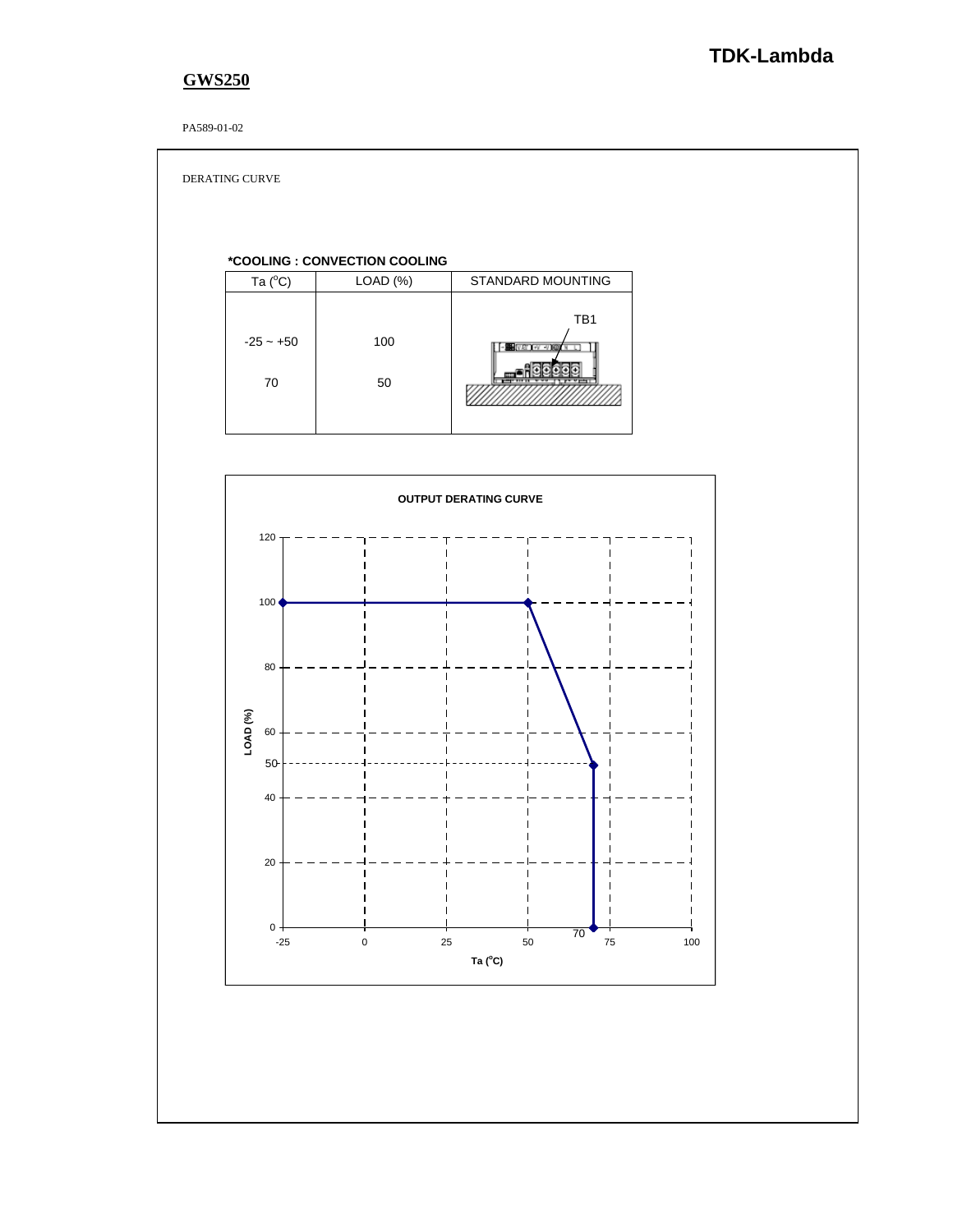# GWS250

PA589-01-02

DERATING CURVE

**\*COOLING : CONVECTION COOLING**

| Ta ($^{o}$C) | LOAD (%) | STANDARD MOUNTING |
|---|---|---|
| -25 ~ +50 | 100 | TB1 |
| 70 | 50 | |

**OUTPUT DERATING CURVE**

LOAD (%)

120
100
80
60
50
40
20
0

-25
0
25
50
70
75
100

Ta ($^{o}$C)